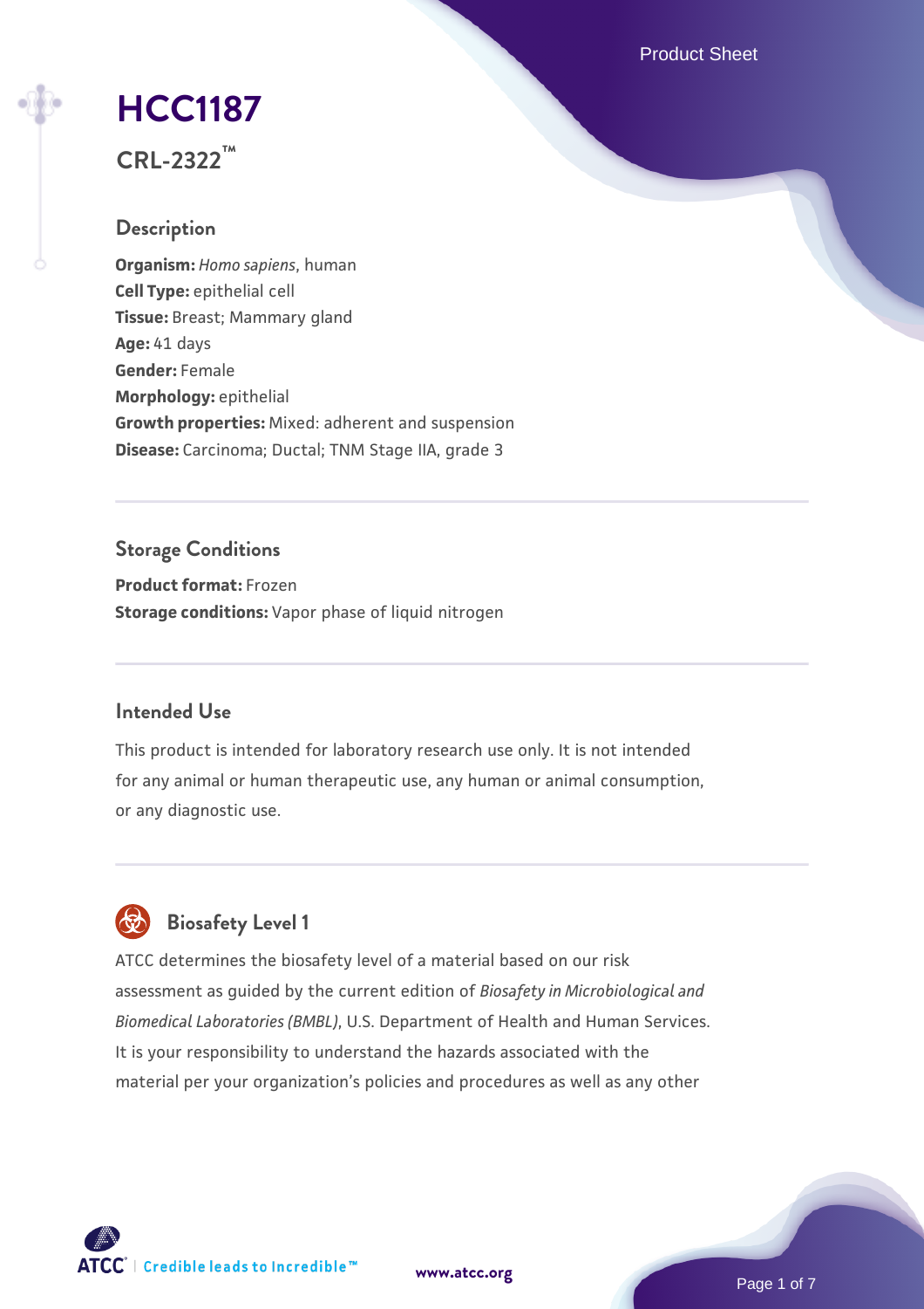# HCC1187

## CRL-2322™

### Description

**Organism:** *Homo sapiens*, human
**Cell Type:** epithelial cell
**Tissue:** Breast; Mammary gland
**Age:** 41 days
**Gender:** Female
**Morphology:** epithelial
**Growth properties:** Mixed: adherent and suspension
**Disease:** Carcinoma; Ductal; TNM Stage IIA, grade 3

### Storage Conditions

**Product format:** Frozen
**Storage conditions:** Vapor phase of liquid nitrogen

### Intended Use

This product is intended for laboratory research use only. It is not intended for any animal or human therapeutic use, any human or animal consumption, or any diagnostic use.

### Biosafety Level 1

ATCC determines the biosafety level of a material based on our risk assessment as guided by the current edition of *Biosafety in Microbiological and Biomedical Laboratories (BMBL)*, U.S. Department of Health and Human Services. It is your responsibility to understand the hazards associated with the material per your organization's policies and procedures as well as any other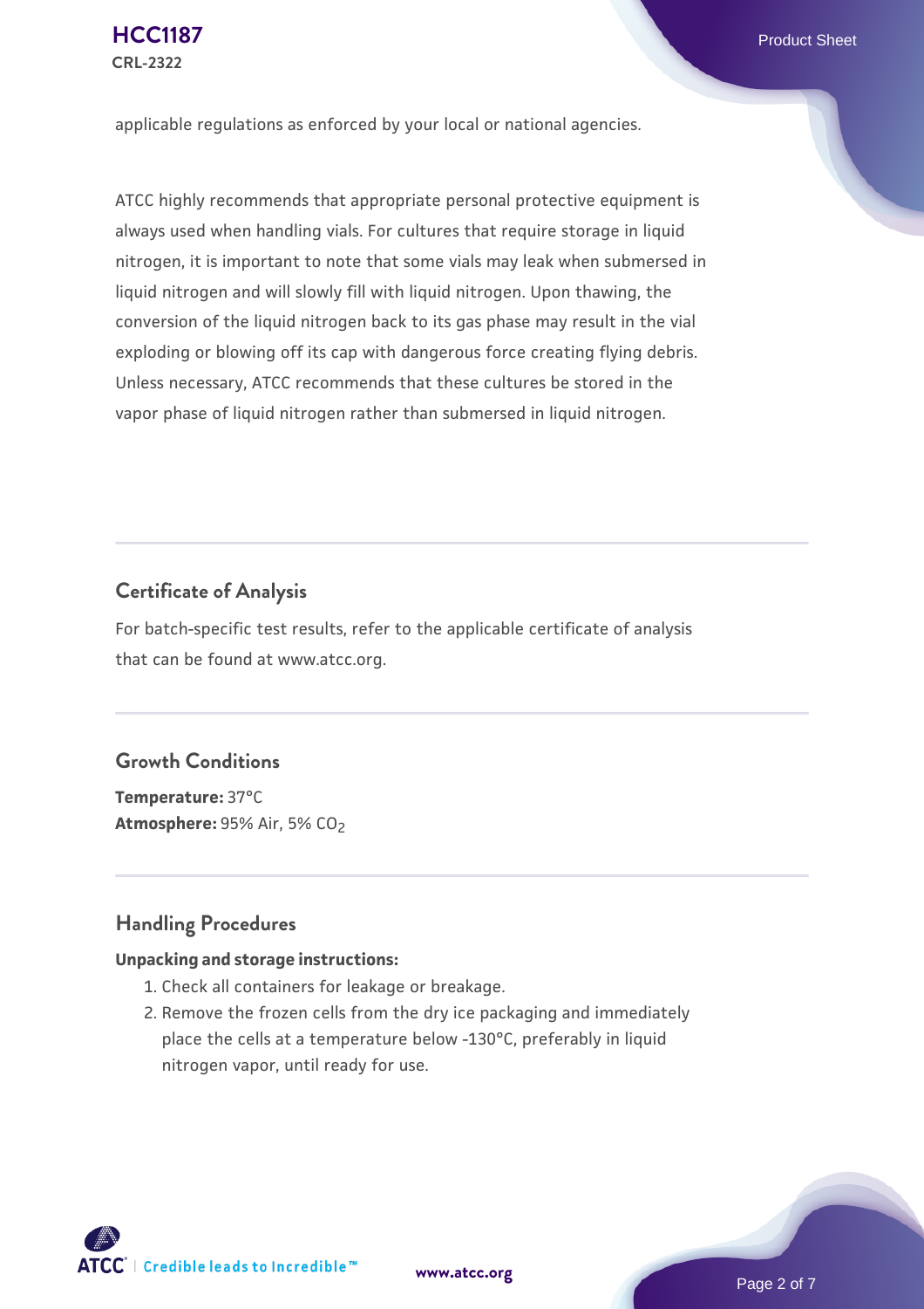applicable regulations as enforced by your local or national agencies.

ATCC highly recommends that appropriate personal protective equipment is always used when handling vials. For cultures that require storage in liquid nitrogen, it is important to note that some vials may leak when submersed in liquid nitrogen and will slowly fill with liquid nitrogen. Upon thawing, the conversion of the liquid nitrogen back to its gas phase may result in the vial exploding or blowing off its cap with dangerous force creating flying debris. Unless necessary, ATCC recommends that these cultures be stored in the vapor phase of liquid nitrogen rather than submersed in liquid nitrogen.

## Certificate of Analysis

For batch-specific test results, refer to the applicable certificate of analysis that can be found at www.atcc.org.

## Growth Conditions

**Temperature:** 37°C
**Atmosphere:** 95% Air, 5% $CO_2$

## Handling Procedures

**Unpacking and storage instructions:**

1. Check all containers for leakage or breakage.
2. Remove the frozen cells from the dry ice packaging and immediately place the cells at a temperature below -130°C, preferably in liquid nitrogen vapor, until ready for use.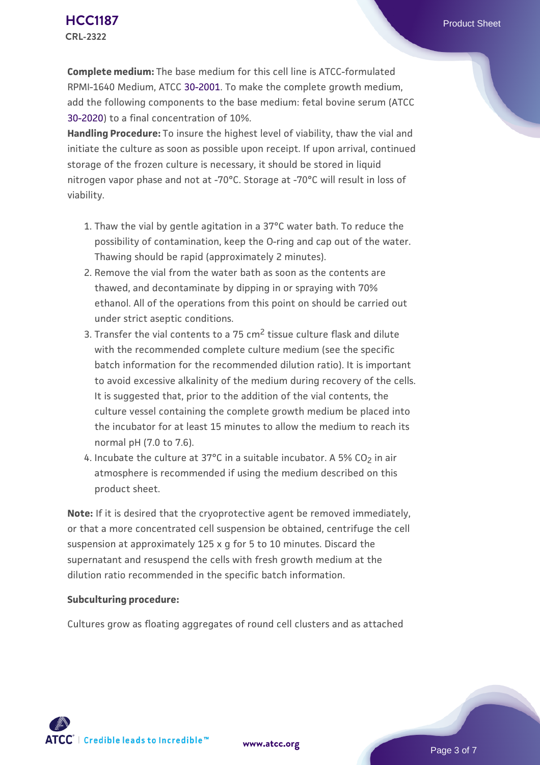**Complete medium:** The base medium for this cell line is ATCC-formulated RPMI-1640 Medium, ATCC 30-2001. To make the complete growth medium, add the following components to the base medium: fetal bovine serum (ATCC 30-2020) to a final concentration of 10%.

**Handling Procedure:** To insure the highest level of viability, thaw the vial and initiate the culture as soon as possible upon receipt. If upon arrival, continued storage of the frozen culture is necessary, it should be stored in liquid nitrogen vapor phase and not at -70°C. Storage at -70°C will result in loss of viability.

1. Thaw the vial by gentle agitation in a 37°C water bath. To reduce the possibility of contamination, keep the O-ring and cap out of the water. Thawing should be rapid (approximately 2 minutes).
2. Remove the vial from the water bath as soon as the contents are thawed, and decontaminate by dipping in or spraying with 70% ethanol. All of the operations from this point on should be carried out under strict aseptic conditions.
3. Transfer the vial contents to a 75 $cm^2$ tissue culture flask and dilute with the recommended complete culture medium (see the specific batch information for the recommended dilution ratio). It is important to avoid excessive alkalinity of the medium during recovery of the cells. It is suggested that, prior to the addition of the vial contents, the culture vessel containing the complete growth medium be placed into the incubator for at least 15 minutes to allow the medium to reach its normal pH (7.0 to 7.6).
4. Incubate the culture at 37°C in a suitable incubator. A 5% $CO_2$ in air atmosphere is recommended if using the medium described on this product sheet.

**Note:** If it is desired that the cryoprotective agent be removed immediately, or that a more concentrated cell suspension be obtained, centrifuge the cell suspension at approximately 125 x g for 5 to 10 minutes. Discard the supernatant and resuspend the cells with fresh growth medium at the dilution ratio recommended in the specific batch information.

**Subculturing procedure:**

Cultures grow as floating aggregates of round cell clusters and as attached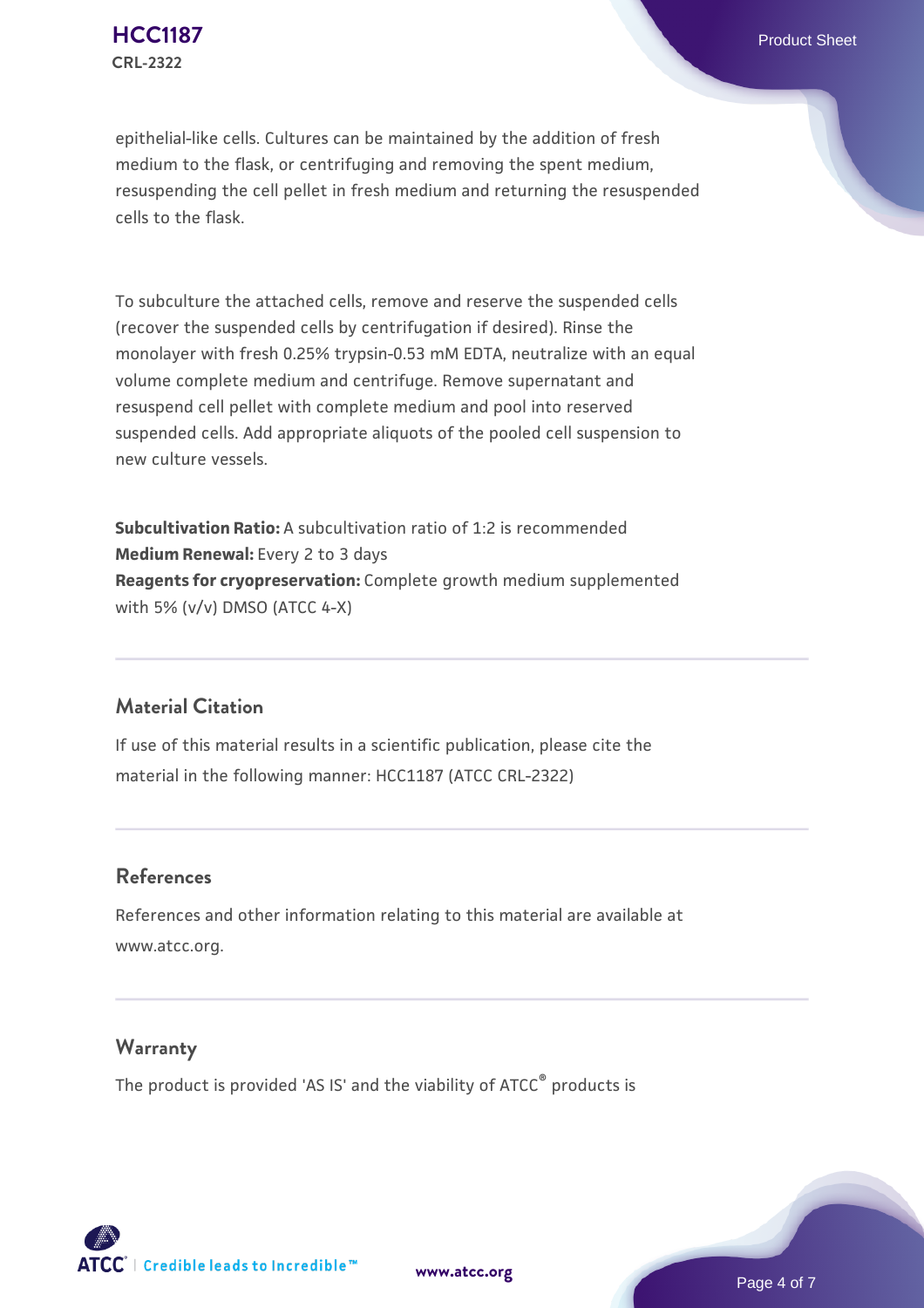epithelial-like cells. Cultures can be maintained by the addition of fresh medium to the flask, or centrifuging and removing the spent medium, resuspending the cell pellet in fresh medium and returning the resuspended cells to the flask.

To subculture the attached cells, remove and reserve the suspended cells (recover the suspended cells by centrifugation if desired). Rinse the monolayer with fresh 0.25% trypsin-0.53 mM EDTA, neutralize with an equal volume complete medium and centrifuge. Remove supernatant and resuspend cell pellet with complete medium and pool into reserved suspended cells. Add appropriate aliquots of the pooled cell suspension to new culture vessels.

**Subcultivation Ratio:** A subcultivation ratio of 1:2 is recommended
**Medium Renewal:** Every 2 to 3 days
**Reagents for cryopreservation:** Complete growth medium supplemented with 5% (v/v) DMSO (ATCC 4-X)

## Material Citation

If use of this material results in a scientific publication, please cite the material in the following manner: HCC1187 (ATCC CRL-2322)

## References

References and other information relating to this material are available at www.atcc.org.

## Warranty

The product is provided 'AS IS' and the viability of ATCC® products is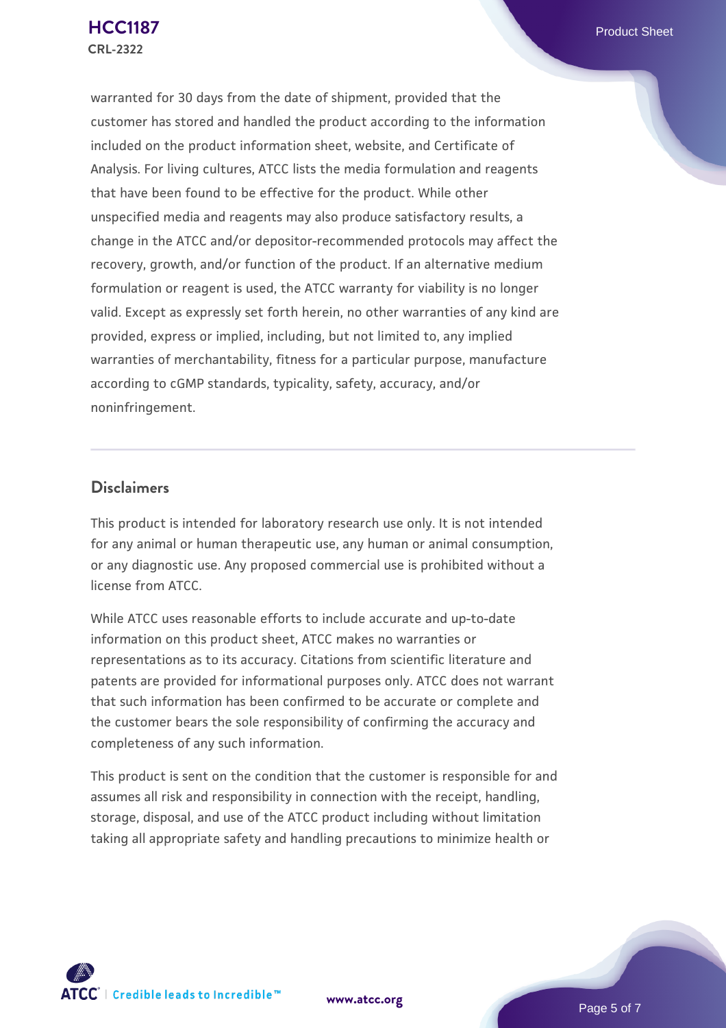warranted for 30 days from the date of shipment, provided that the customer has stored and handled the product according to the information included on the product information sheet, website, and Certificate of Analysis. For living cultures, ATCC lists the media formulation and reagents that have been found to be effective for the product. While other unspecified media and reagents may also produce satisfactory results, a change in the ATCC and/or depositor-recommended protocols may affect the recovery, growth, and/or function of the product. If an alternative medium formulation or reagent is used, the ATCC warranty for viability is no longer valid. Except as expressly set forth herein, no other warranties of any kind are provided, express or implied, including, but not limited to, any implied warranties of merchantability, fitness for a particular purpose, manufacture according to cGMP standards, typicality, safety, accuracy, and/or noninfringement.

## Disclaimers

This product is intended for laboratory research use only. It is not intended for any animal or human therapeutic use, any human or animal consumption, or any diagnostic use. Any proposed commercial use is prohibited without a license from ATCC.

While ATCC uses reasonable efforts to include accurate and up-to-date information on this product sheet, ATCC makes no warranties or representations as to its accuracy. Citations from scientific literature and patents are provided for informational purposes only. ATCC does not warrant that such information has been confirmed to be accurate or complete and the customer bears the sole responsibility of confirming the accuracy and completeness of any such information.

This product is sent on the condition that the customer is responsible for and assumes all risk and responsibility in connection with the receipt, handling, storage, disposal, and use of the ATCC product including without limitation taking all appropriate safety and handling precautions to minimize health or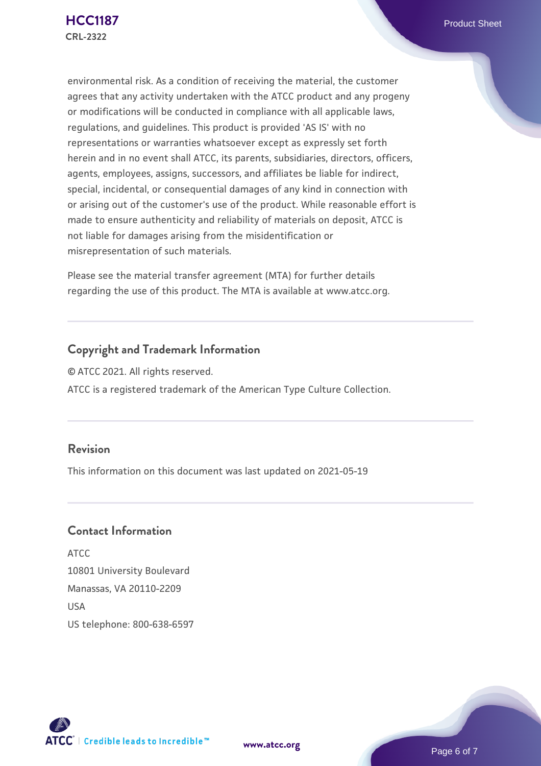environmental risk. As a condition of receiving the material, the customer agrees that any activity undertaken with the ATCC product and any progeny or modifications will be conducted in compliance with all applicable laws, regulations, and guidelines. This product is provided 'AS IS' with no representations or warranties whatsoever except as expressly set forth herein and in no event shall ATCC, its parents, subsidiaries, directors, officers, agents, employees, assigns, successors, and affiliates be liable for indirect, special, incidental, or consequential damages of any kind in connection with or arising out of the customer's use of the product. While reasonable effort is made to ensure authenticity and reliability of materials on deposit, ATCC is not liable for damages arising from the misidentification or misrepresentation of such materials.

Please see the material transfer agreement (MTA) for further details regarding the use of this product. The MTA is available at www.atcc.org.

## Copyright and Trademark Information

© ATCC 2021. All rights reserved.

ATCC is a registered trademark of the American Type Culture Collection.

## Revision

This information on this document was last updated on 2021-05-19

## Contact Information

ATCC
10801 University Boulevard
Manassas, VA 20110-2209
USA
US telephone: 800-638-6597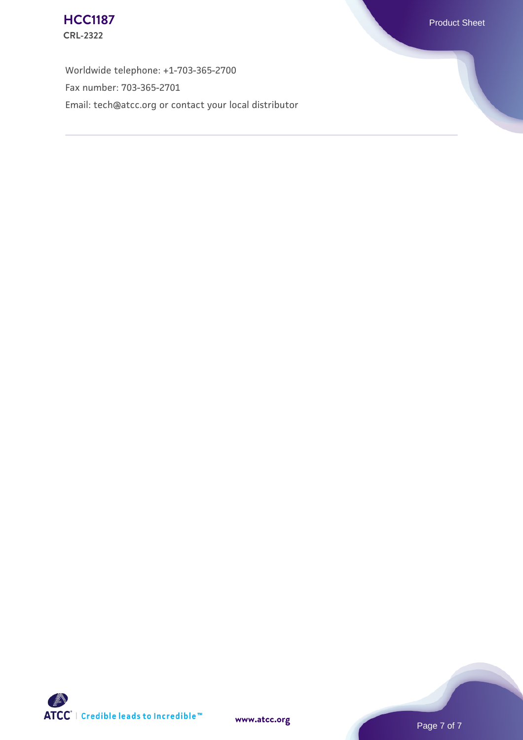Worldwide telephone: +1-703-365-2700

Fax number: 703-365-2701

Email: tech@atcc.org or contact your local distributor